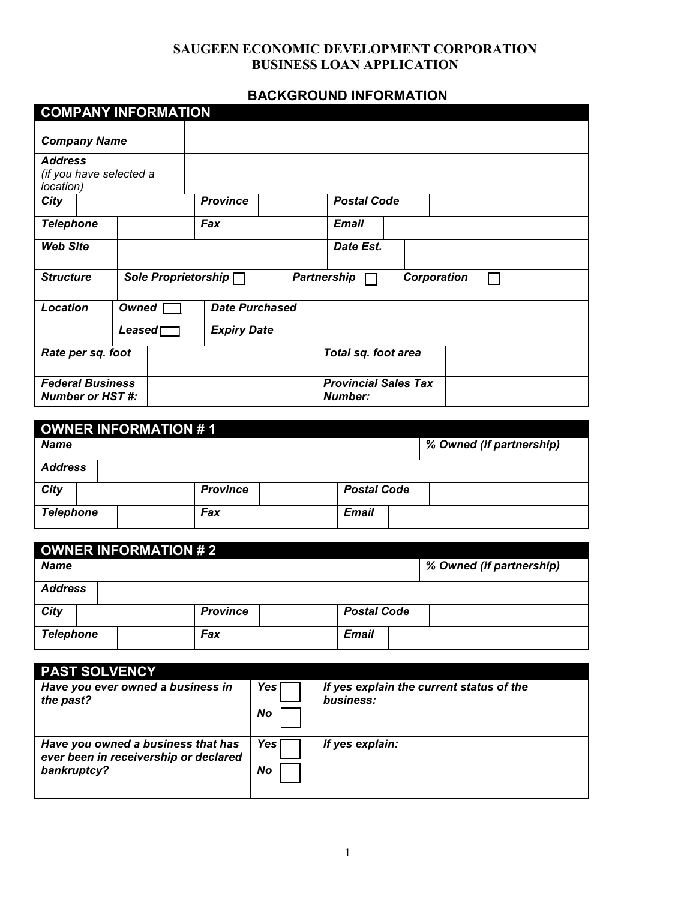# SAUGEEN ECONOMIC DEVELOPMENT CORPORATION
# BUSINESS LOAN APPLICATION

## BACKGROUND INFORMATION

| COMPANY INFORMATION | | | | | |
|---|---|---|---|---|---|
| ***Company Name*** | | | | | |
| ***Address*** *(if you have selected a location)* | | | | | |
| ***City*** | | ***Province*** | | ***Postal Code*** | |
| ***Telephone*** | | ***Fax*** | | ***Email*** | |
| ***Web Site*** | | | | ***Date Est.*** | |
| ***Structure*** | ***Sole Proprietorship*** ☐ | | ***Partnership*** ☐ | ***Corporation*** ☐ | |
| ***Location*** | ***Owned*** ☐ | ***Date Purchased*** | | | |
| | ***Leased*** ☐ | ***Expiry Date*** | | | |
| ***Rate per sq. foot*** | | | ***Total sq. foot area*** | | |
| ***Federal Business Number or HST #:*** | | | ***Provincial Sales Tax Number:*** | | |

| OWNER INFORMATION # 1 | | | | | |
|---|---|---|---|---|---|
| ***Name*** | | | | ***% Owned (if partnership)*** | |
| ***Address*** | | | | | |
| ***City*** | | ***Province*** | | ***Postal Code*** | |
| ***Telephone*** | | ***Fax*** | | ***Email*** | |

| OWNER INFORMATION # 2 | | | | | |
|---|---|---|---|---|---|
| ***Name*** | | | | ***% Owned (if partnership)*** | |
| ***Address*** | | | | | |
| ***City*** | | ***Province*** | | ***Postal Code*** | |
| ***Telephone*** | | ***Fax*** | | ***Email*** | |

| PAST SOLVENCY | | |
|---|---|---|
| ***Have you ever owned a business in the past?*** | ***Yes*** ☐ ***No*** ☐ | ***If yes explain the current status of the business:*** |
| ***Have you owned a business that has ever been in receivership or declared bankruptcy?*** | ***Yes*** ☐ ***No*** ☐ | ***If yes explain:*** |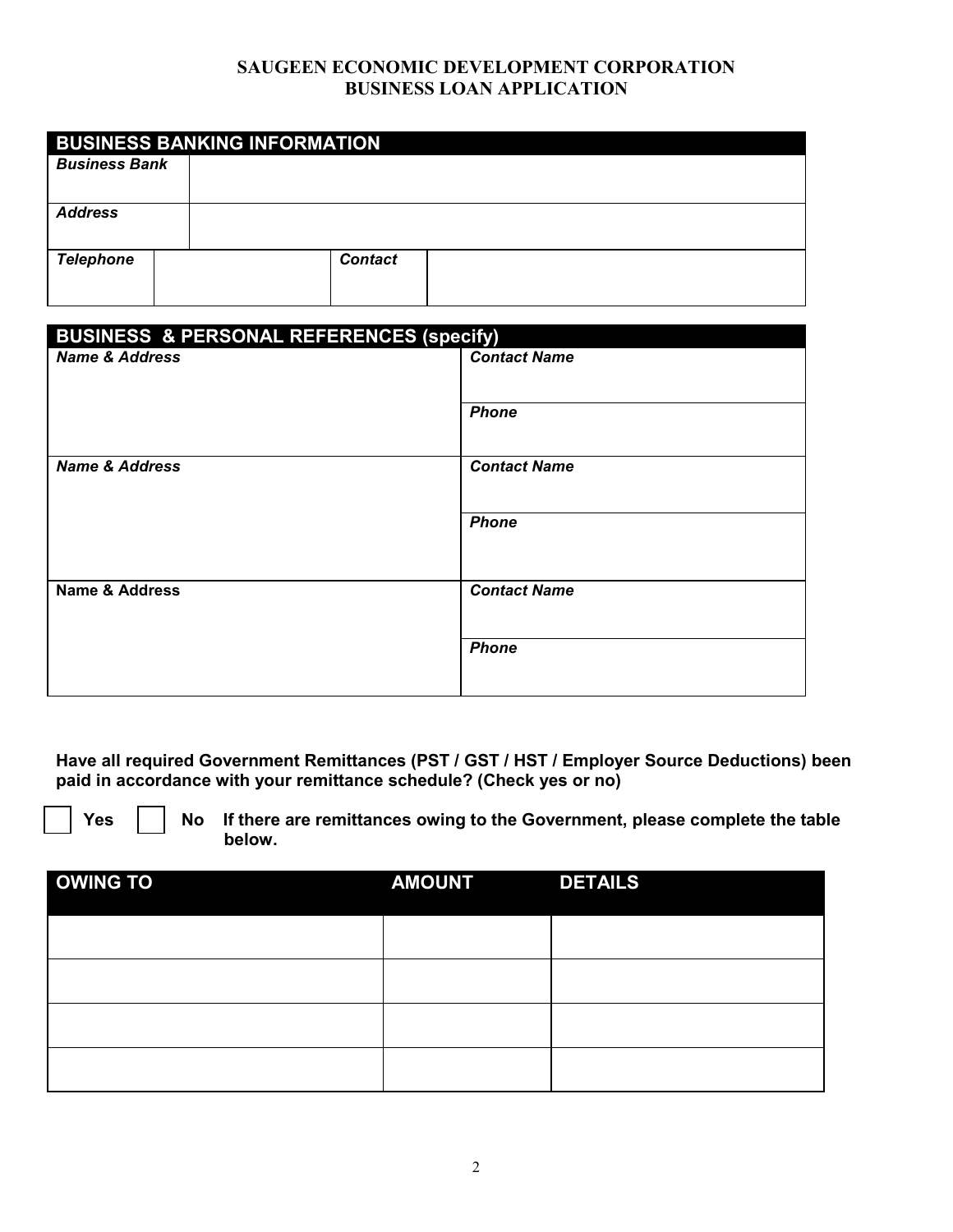# SAUGEEN ECONOMIC DEVELOPMENT CORPORATION
# BUSINESS LOAN APPLICATION

| **BUSINESS BANKING INFORMATION** | | | |
|---|---|---|---|
| ***Business Bank*** | | | |
| ***Address*** | | | |
| ***Telephone*** | | ***Contact*** | |

| **BUSINESS & PERSONAL REFERENCES (specify)** | |
|---|---|
| ***Name & Address*** | ***Contact Name*** |
| | ***Phone*** |
| ***Name & Address*** | ***Contact Name*** |
| | ***Phone*** |
| **Name & Address** | ***Contact Name*** |
| | ***Phone*** |

**Have all required Government Remittances (PST / GST / HST / Employer Source Deductions) been paid in accordance with your remittance schedule? (Check yes or no)**

☐ **Yes** ☐ **No If there are remittances owing to the Government, please complete the table below.**

| OWING TO | AMOUNT | DETAILS |
|---|---|---|
| | | |
| | | |
| | | |
| | | |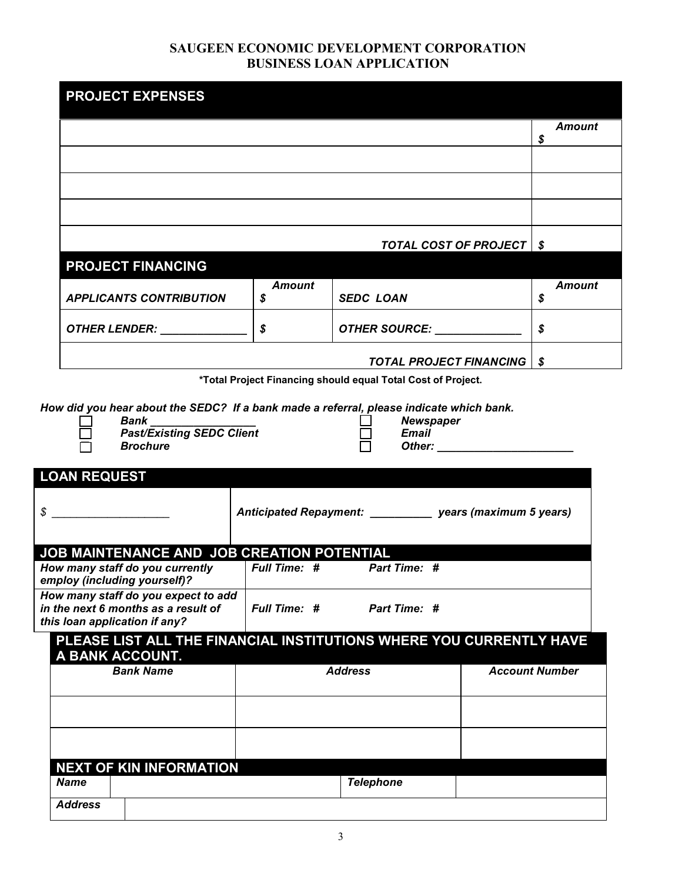**SAUGEEN ECONOMIC DEVELOPMENT CORPORATION**
**BUSINESS LOAN APPLICATION**

## PROJECT EXPENSES

| | ***Amount*** ***$*** |
|---|---|
| | |
| | |
| | |
| ***TOTAL COST OF PROJECT*** | ***$*** |

## PROJECT FINANCING

| | | | |
|---|---|---|---|
| ***APPLICANTS CONTRIBUTION*** | ***Amount*** ***$*** | ***SEDC LOAN*** | ***Amount*** ***$*** |
| ***OTHER LENDER: ______________*** | ***$*** | ***OTHER SOURCE: ______________*** | ***$*** |
| | | ***TOTAL PROJECT FINANCING*** | ***$*** |

**\*Total Project Financing should equal Total Cost of Project.**

***How did you hear about the SEDC? If a bank made a referral, please indicate which bank.***

- ☐ ***Bank _________________***
- ☐ ***Past/Existing SEDC Client***
- ☐ ***Brochure***
- ☐ ***Newspaper***
- ☐ ***Email***
- ☐ ***Other: ______________________***

## LOAN REQUEST

| | |
|---|---|
| *$ ___________________* | ***Anticipated Repayment: __________ years (maximum 5 years)*** |

## JOB MAINTENANCE AND JOB CREATION POTENTIAL

| | |
|---|---|
| ***How many staff do you currently employ (including yourself)?*** | ***Full Time: #*** ***Part Time: #*** |
| ***How many staff do you expect to add in the next 6 months as a result of this loan application if any?*** | ***Full Time: #*** ***Part Time: #*** |

## PLEASE LIST ALL THE FINANCIAL INSTITUTIONS WHERE YOU CURRENTLY HAVE A BANK ACCOUNT.

| ***Bank Name*** | ***Address*** | ***Account Number*** |
|---|---|---|
| | | |
| | | |
| | | |

## NEXT OF KIN INFORMATION

| | | | |
|---|---|---|---|
| ***Name*** | | ***Telephone*** | |
| ***Address*** | | | |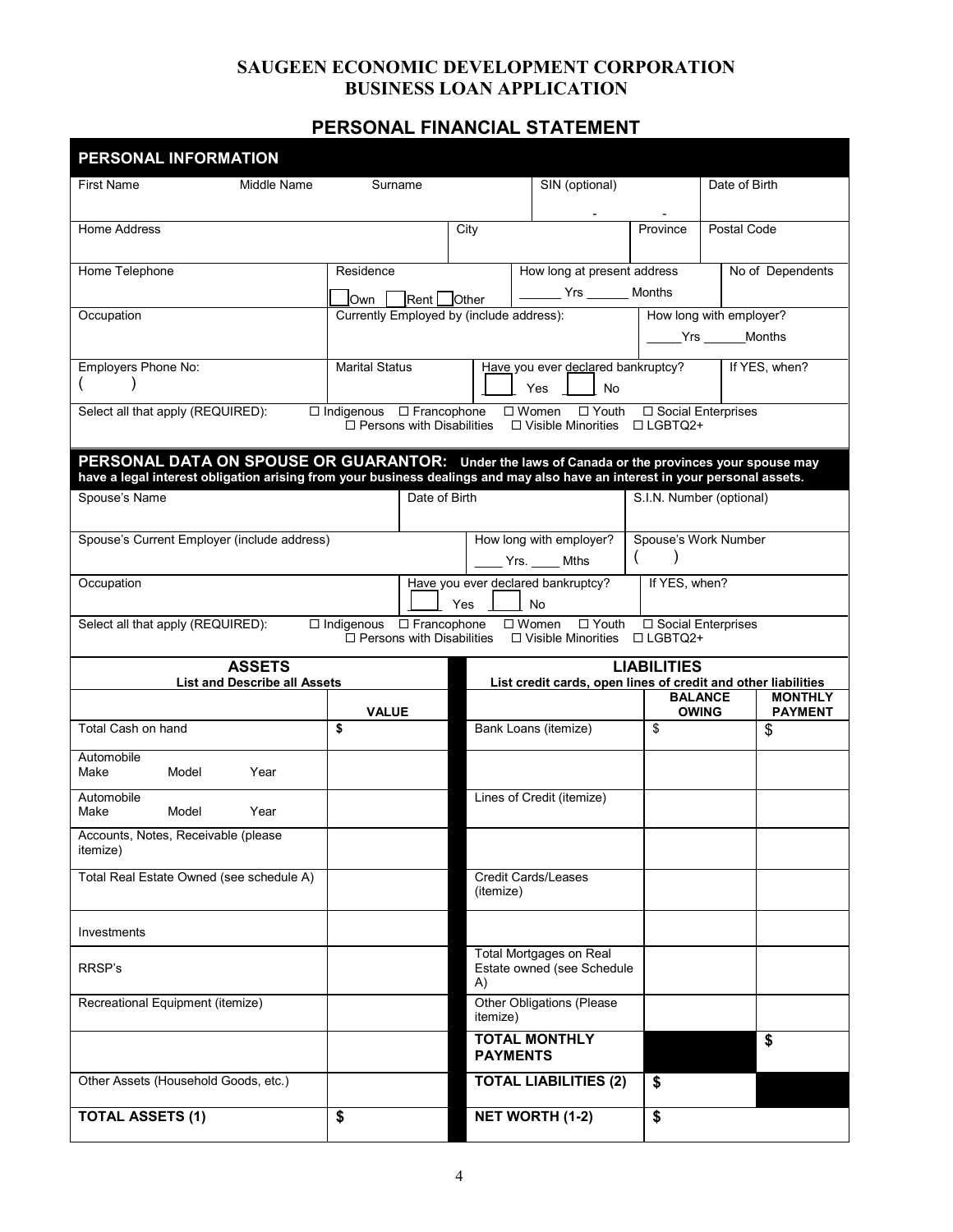# SAUGEEN ECONOMIC DEVELOPMENT CORPORATION
# BUSINESS LOAN APPLICATION

## PERSONAL FINANCIAL STATEMENT

### PERSONAL INFORMATION

| First Name | Middle Name | Surname | SIN (optional) | Date of Birth |
|---|---|---|---|---|
| | | | - - | |

| Home Address | City | Province | Postal Code |
|---|---|---|---|
| | | | |

| Home Telephone | Residence | How long at present address | No of Dependents |
|---|---|---|---|
| | ☐ Own ☐ Rent ☐ Other | ______ Yrs ______ Months | |

| Occupation | Currently Employed by (include address): | How long with employer? |
|---|---|---|
| | | _____Yrs ______Months |

| Employers Phone No: | Marital Status | Have you ever declared bankruptcy? | If YES, when? |
|---|---|---|---|
| ( ) | | ☐ Yes ☐ No | |

Select all that apply (REQUIRED): ☐ Indigenous ☐ Francophone ☐ Women ☐ Youth ☐ Social Enterprises ☐ Persons with Disabilities ☐ Visible Minorities ☐ LGBTQ2+

### PERSONAL DATA ON SPOUSE OR GUARANTOR:

**Under the laws of Canada or the provinces your spouse may have a legal interest obligation arising from your business dealings and may also have an interest in your personal assets.**

| Spouse's Name | Date of Birth | S.I.N. Number (optional) |
|---|---|---|
| | | |

| Spouse's Current Employer (include address) | How long with employer? | Spouse's Work Number |
|---|---|---|
| | ____ Yrs. ____ Mths | ( ) |

| Occupation | Have you ever declared bankruptcy? | If YES, when? |
|---|---|---|
| | ☐ Yes ☐ No | |

Select all that apply (REQUIRED): ☐ Indigenous ☐ Francophone ☐ Women ☐ Youth ☐ Social Enterprises ☐ Persons with Disabilities ☐ Visible Minorities ☐ LGBTQ2+

| **ASSETS** List and Describe all Assets | **VALUE** | **LIABILITIES** List credit cards, open lines of credit and other liabilities | **BALANCE OWING** | **MONTHLY PAYMENT** |
|---|---|---|---|---|
| Total Cash on hand | $ | Bank Loans (itemize) | $ | $ |
| Automobile Make Model Year | | | | |
| Automobile Make Model Year | | Lines of Credit (itemize) | | |
| Accounts, Notes, Receivable (please itemize) | | | | |
| Total Real Estate Owned (see schedule A) | | Credit Cards/Leases (itemize) | | |
| Investments | | | | |
| RRSP's | | Total Mortgages on Real Estate owned (see Schedule A) | | |
| Recreational Equipment (itemize) | | Other Obligations (Please itemize) | | |
| | | **TOTAL MONTHLY PAYMENTS** | | **$** |
| Other Assets (Household Goods, etc.) | | **TOTAL LIABILITIES (2)** | **$** | |
| **TOTAL ASSETS (1)** | **$** | **NET WORTH (1-2)** | **$** | |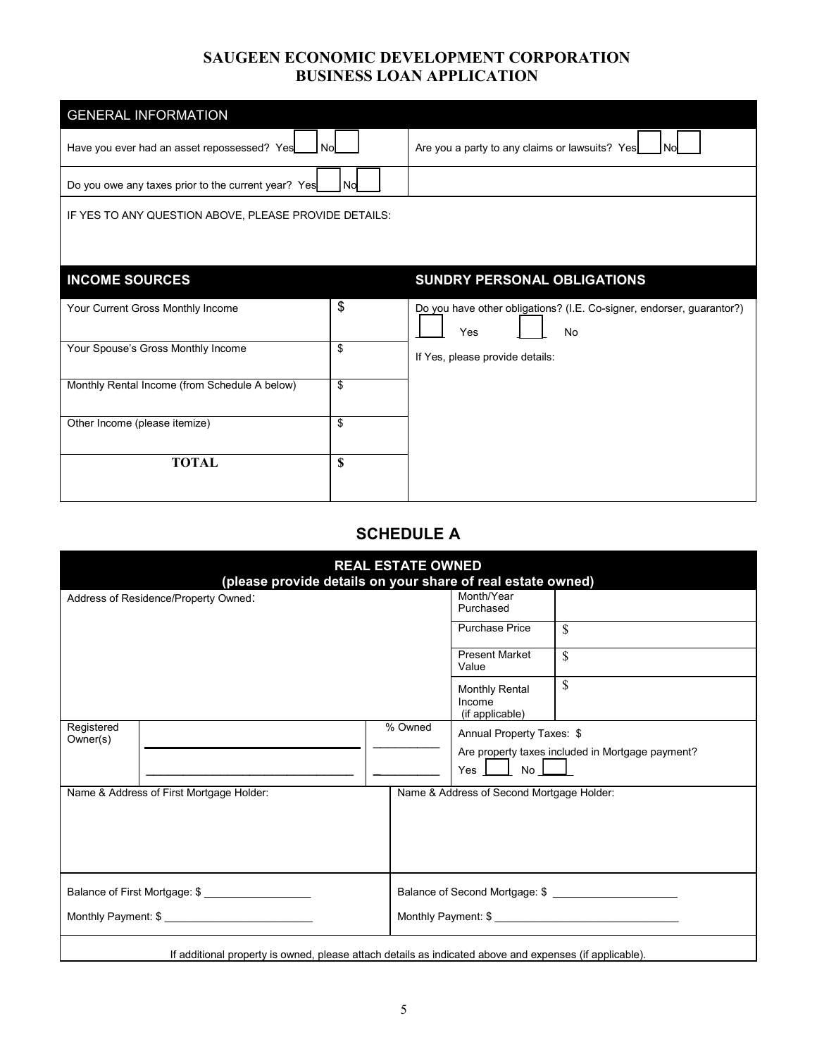# SAUGEEN ECONOMIC DEVELOPMENT CORPORATION
# BUSINESS LOAN APPLICATION

| GENERAL INFORMATION | |
|---|---|
| Have you ever had an asset repossessed? Yes ☐ No ☐ | Are you a party to any claims or lawsuits? Yes ☐ No ☐ |
| Do you owe any taxes prior to the current year? Yes ☐ No ☐ | |
| IF YES TO ANY QUESTION ABOVE, PLEASE PROVIDE DETAILS: | |

| INCOME SOURCES | | SUNDRY PERSONAL OBLIGATIONS |
|---|---|---|
| Your Current Gross Monthly Income | $ | Do you have other obligations? (I.E. Co-signer, endorser, guarantor?) ☐ Yes ☐ No |
| Your Spouse's Gross Monthly Income | $ | If Yes, please provide details: |
| Monthly Rental Income (from Schedule A below) | $ | |
| Other Income (please itemize) | $ | |
| **TOTAL** | **$** | |

## SCHEDULE A

| **REAL ESTATE OWNED** (please provide details on your share of real estate owned) | | | |
|---|---|---|---|
| Address of Residence/Property Owned: | | Month/Year Purchased | |
| | | Purchase Price | $ |
| | | Present Market Value | $ |
| | | Monthly Rental Income (if applicable) | $ |
| Registered Owner(s) ______________ ______________ | % Owned ______ ______ | Annual Property Taxes: $ Are property taxes included in Mortgage payment? Yes ☐ No ☐ | |
| Name & Address of First Mortgage Holder: | | Name & Address of Second Mortgage Holder: | |
| Balance of First Mortgage: $ ______________ Monthly Payment: $ ______________ | | Balance of Second Mortgage: $ ______________ Monthly Payment: $ ______________ | |

If additional property is owned, please attach details as indicated above and expenses (if applicable).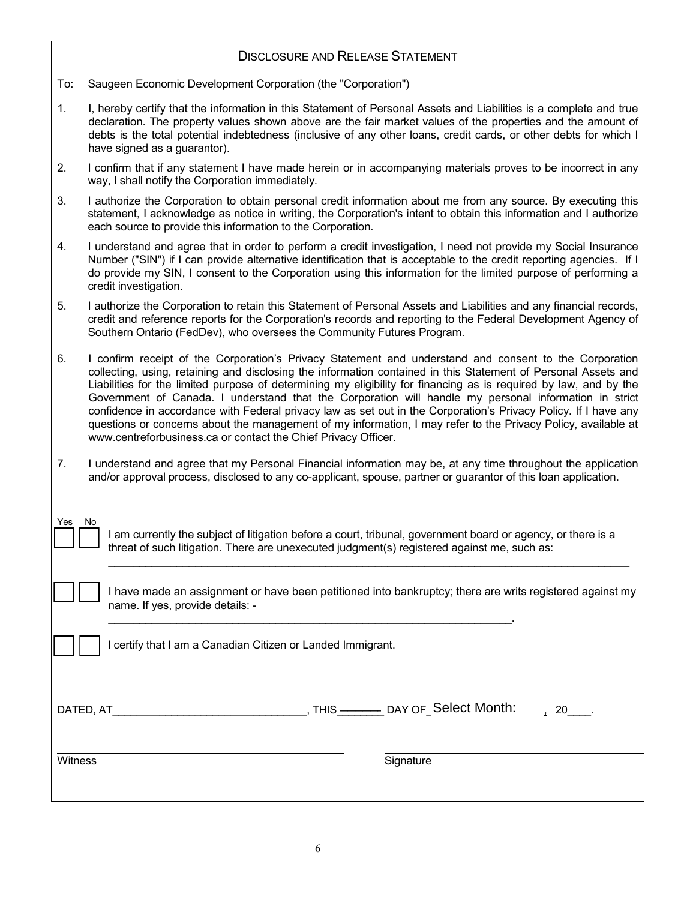## Disclosure and Release Statement

To: Saugeen Economic Development Corporation (the "Corporation")

1. I, hereby certify that the information in this Statement of Personal Assets and Liabilities is a complete and true declaration. The property values shown above are the fair market values of the properties and the amount of debts is the total potential indebtedness (inclusive of any other loans, credit cards, or other debts for which I have signed as a guarantor).
2. I confirm that if any statement I have made herein or in accompanying materials proves to be incorrect in any way, I shall notify the Corporation immediately.
3. I authorize the Corporation to obtain personal credit information about me from any source. By executing this statement, I acknowledge as notice in writing, the Corporation's intent to obtain this information and I authorize each source to provide this information to the Corporation.
4. I understand and agree that in order to perform a credit investigation, I need not provide my Social Insurance Number ("SIN") if I can provide alternative identification that is acceptable to the credit reporting agencies. If I do provide my SIN, I consent to the Corporation using this information for the limited purpose of performing a credit investigation.
5. I authorize the Corporation to retain this Statement of Personal Assets and Liabilities and any financial records, credit and reference reports for the Corporation's records and reporting to the Federal Development Agency of Southern Ontario (FedDev), who oversees the Community Futures Program.
6. I confirm receipt of the Corporation's Privacy Statement and understand and consent to the Corporation collecting, using, retaining and disclosing the information contained in this Statement of Personal Assets and Liabilities for the limited purpose of determining my eligibility for financing as is required by law, and by the Government of Canada. I understand that the Corporation will handle my personal information in strict confidence in accordance with Federal privacy law as set out in the Corporation's Privacy Policy. If I have any questions or concerns about the management of my information, I may refer to the Privacy Policy, available at www.centreforbusiness.ca or contact the Chief Privacy Officer.
7. I understand and agree that my Personal Financial information may be, at any time throughout the application and/or approval process, disclosed to any co-applicant, spouse, partner or guarantor of this loan application.

| Yes | No | |
|---|---|---|
| ☐ | ☐ | I am currently the subject of litigation before a court, tribunal, government board or agency, or there is a threat of such litigation. There are unexecuted judgment(s) registered against me, such as: ______________________________ |
| ☐ | ☐ | I have made an assignment or have been petitioned into bankruptcy; there are writs registered against my name. If yes, provide details: - ______________________________. |
| ☐ | ☐ | I certify that I am a Canadian Citizen or Landed Immigrant. |

DATED, AT______________________________, THIS_______ DAY OF_Select Month: , 20____.

______________________________ Witness

______________________________ Signature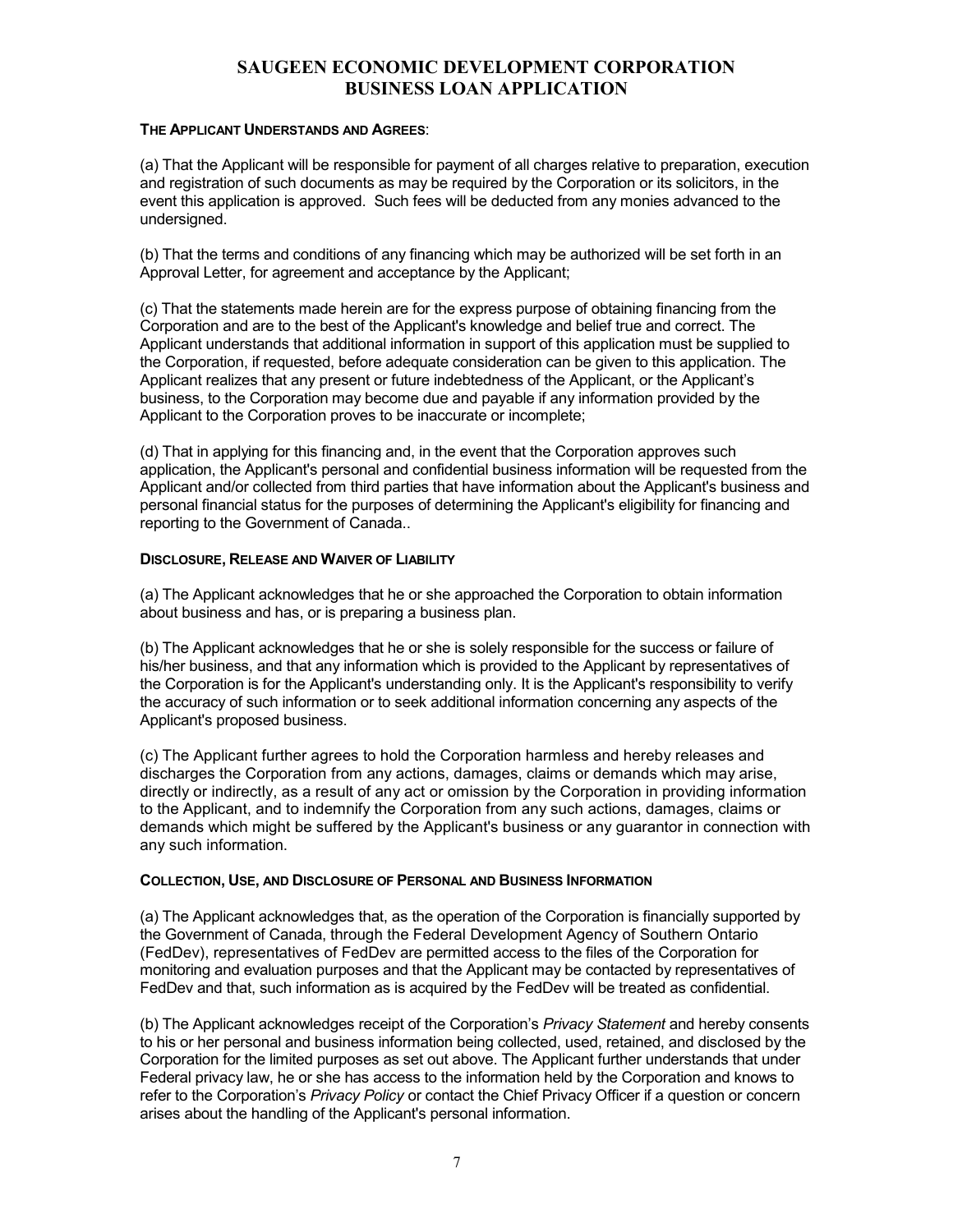# SAUGEEN ECONOMIC DEVELOPMENT CORPORATION
# BUSINESS LOAN APPLICATION

**THE APPLICANT UNDERSTANDS AND AGREES**:

(a) That the Applicant will be responsible for payment of all charges relative to preparation, execution and registration of such documents as may be required by the Corporation or its solicitors, in the event this application is approved. Such fees will be deducted from any monies advanced to the undersigned.

(b) That the terms and conditions of any financing which may be authorized will be set forth in an Approval Letter, for agreement and acceptance by the Applicant;

(c) That the statements made herein are for the express purpose of obtaining financing from the Corporation and are to the best of the Applicant's knowledge and belief true and correct. The Applicant understands that additional information in support of this application must be supplied to the Corporation, if requested, before adequate consideration can be given to this application. The Applicant realizes that any present or future indebtedness of the Applicant, or the Applicant's business, to the Corporation may become due and payable if any information provided by the Applicant to the Corporation proves to be inaccurate or incomplete;

(d) That in applying for this financing and, in the event that the Corporation approves such application, the Applicant's personal and confidential business information will be requested from the Applicant and/or collected from third parties that have information about the Applicant's business and personal financial status for the purposes of determining the Applicant's eligibility for financing and reporting to the Government of Canada..

**DISCLOSURE, RELEASE AND WAIVER OF LIABILITY**

(a) The Applicant acknowledges that he or she approached the Corporation to obtain information about business and has, or is preparing a business plan.

(b) The Applicant acknowledges that he or she is solely responsible for the success or failure of his/her business, and that any information which is provided to the Applicant by representatives of the Corporation is for the Applicant's understanding only. It is the Applicant's responsibility to verify the accuracy of such information or to seek additional information concerning any aspects of the Applicant's proposed business.

(c) The Applicant further agrees to hold the Corporation harmless and hereby releases and discharges the Corporation from any actions, damages, claims or demands which may arise, directly or indirectly, as a result of any act or omission by the Corporation in providing information to the Applicant, and to indemnify the Corporation from any such actions, damages, claims or demands which might be suffered by the Applicant's business or any guarantor in connection with any such information.

**COLLECTION, USE, AND DISCLOSURE OF PERSONAL AND BUSINESS INFORMATION**

(a) The Applicant acknowledges that, as the operation of the Corporation is financially supported by the Government of Canada, through the Federal Development Agency of Southern Ontario (FedDev), representatives of FedDev are permitted access to the files of the Corporation for monitoring and evaluation purposes and that the Applicant may be contacted by representatives of FedDev and that, such information as is acquired by the FedDev will be treated as confidential.

(b) The Applicant acknowledges receipt of the Corporation's *Privacy Statement* and hereby consents to his or her personal and business information being collected, used, retained, and disclosed by the Corporation for the limited purposes as set out above. The Applicant further understands that under Federal privacy law, he or she has access to the information held by the Corporation and knows to refer to the Corporation's *Privacy Policy* or contact the Chief Privacy Officer if a question or concern arises about the handling of the Applicant's personal information.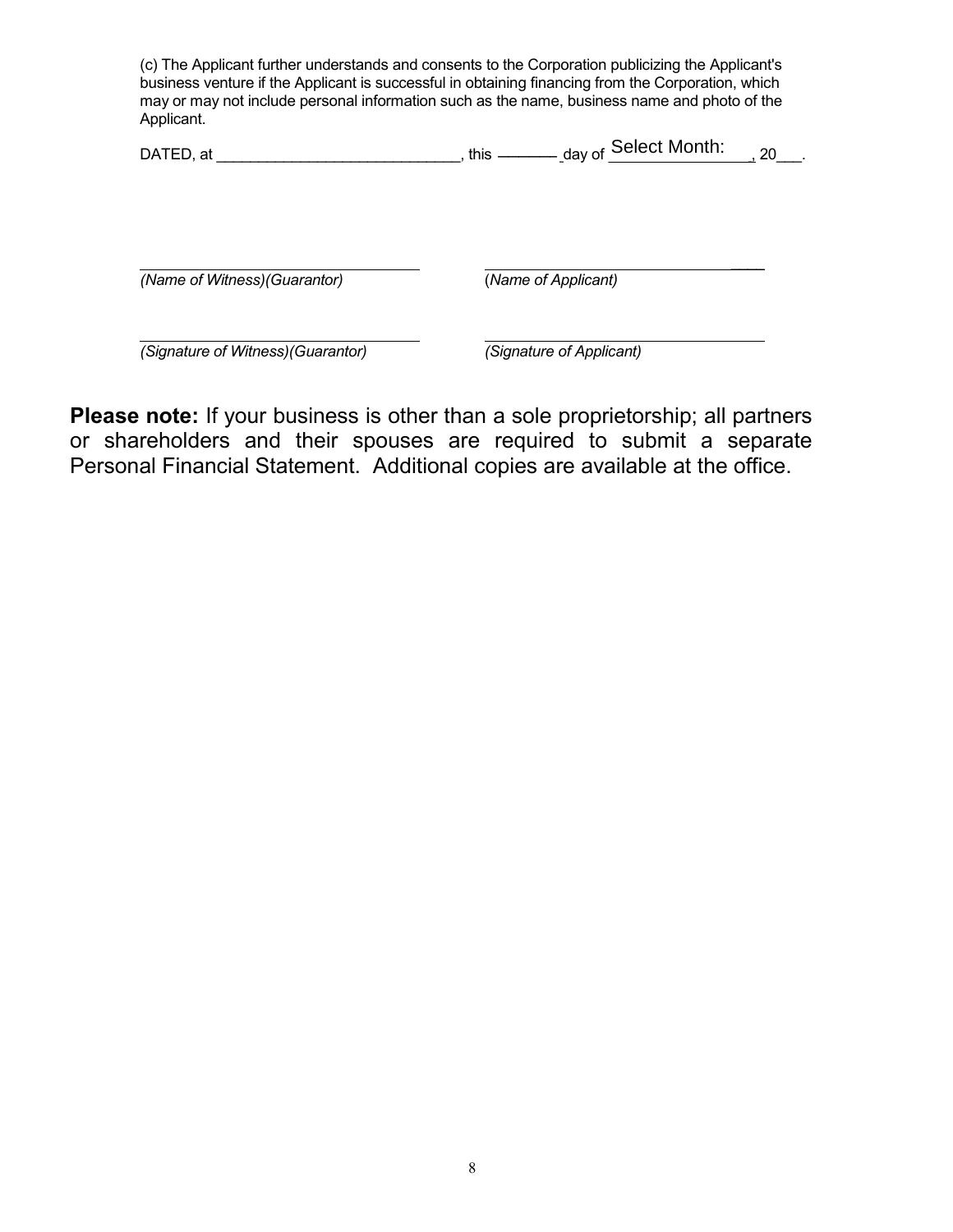(c) The Applicant further understands and consents to the Corporation publicizing the Applicant's business venture if the Applicant is successful in obtaining financing from the Corporation, which may or may not include personal information such as the name, business name and photo of the Applicant.

DATED, at ______________________________, this ________ day of Select Month: ________________, 20___.

| | |
|---|---|
| _______________________________ | _______________________________ |
| *(Name of Witness)(Guarantor)* | (*Name of Applicant)* |
| _______________________________ | _______________________________ |
| *(Signature of Witness)(Guarantor)* | *(Signature of Applicant)* |

**Please note:** If your business is other than a sole proprietorship; all partners or shareholders and their spouses are required to submit a separate Personal Financial Statement. Additional copies are available at the office.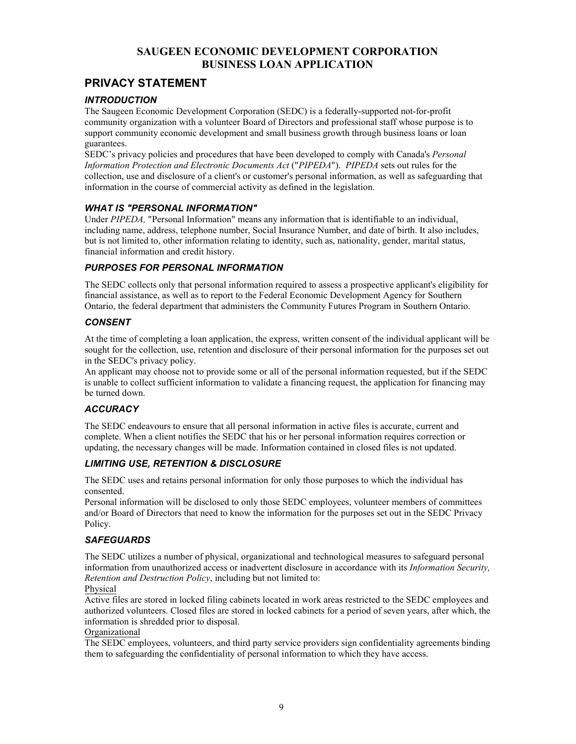# SAUGEEN ECONOMIC DEVELOPMENT CORPORATION
# BUSINESS LOAN APPLICATION

## PRIVACY STATEMENT

### *INTRODUCTION*

The Saugeen Economic Development Corporation (SEDC) is a federally-supported not-for-profit community organization with a volunteer Board of Directors and professional staff whose purpose is to support community economic development and small business growth through business loans or loan guarantees.

SEDC's privacy policies and procedures that have been developed to comply with Canada's *Personal Information Protection and Electronic Documents Act* ("*PIPEDA*"). *PIPEDA* sets out rules for the collection, use and disclosure of a client's or customer's personal information, as well as safeguarding that information in the course of commercial activity as defined in the legislation.

### *WHAT IS "PERSONAL INFORMATION"*

Under *PIPEDA,* "Personal Information" means any information that is identifiable to an individual, including name, address, telephone number, Social Insurance Number, and date of birth. It also includes, but is not limited to, other information relating to identity, such as, nationality, gender, marital status, financial information and credit history.

### *PURPOSES FOR PERSONAL INFORMATION*

The SEDC collects only that personal information required to assess a prospective applicant's eligibility for financial assistance, as well as to report to the Federal Economic Development Agency for Southern Ontario, the federal department that administers the Community Futures Program in Southern Ontario.

### *CONSENT*

At the time of completing a loan application, the express, written consent of the individual applicant will be sought for the collection, use, retention and disclosure of their personal information for the purposes set out in the SEDC's privacy policy.

An applicant may choose not to provide some or all of the personal information requested, but if the SEDC is unable to collect sufficient information to validate a financing request, the application for financing may be turned down.

### *ACCURACY*

The SEDC endeavours to ensure that all personal information in active files is accurate, current and complete. When a client notifies the SEDC that his or her personal information requires correction or updating, the necessary changes will be made. Information contained in closed files is not updated.

### *LIMITING USE, RETENTION & DISCLOSURE*

The SEDC uses and retains personal information for only those purposes to which the individual has consented.

Personal information will be disclosed to only those SEDC employees, volunteer members of committees and/or Board of Directors that need to know the information for the purposes set out in the SEDC Privacy Policy.

### *SAFEGUARDS*

The SEDC utilizes a number of physical, organizational and technological measures to safeguard personal information from unauthorized access or inadvertent disclosure in accordance with its *Information Security, Retention and Destruction Policy*, including but not limited to:

<u>Physical</u>

Active files are stored in locked filing cabinets located in work areas restricted to the SEDC employees and authorized volunteers. Closed files are stored in locked cabinets for a period of seven years, after which, the information is shredded prior to disposal.

<u>Organizational</u>

The SEDC employees, volunteers, and third party service providers sign confidentiality agreements binding them to safeguarding the confidentiality of personal information to which they have access.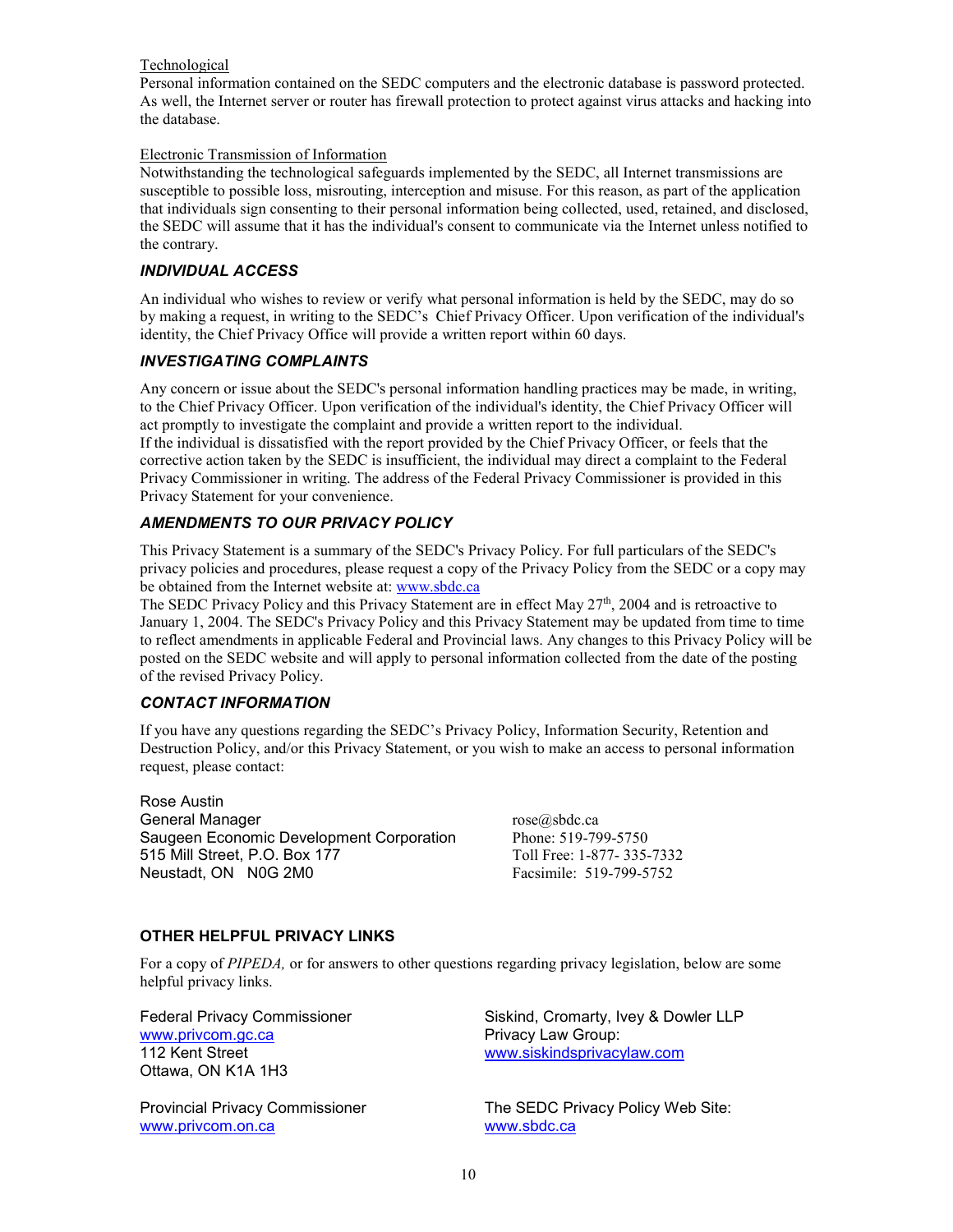Technological

Personal information contained on the SEDC computers and the electronic database is password protected. As well, the Internet server or router has firewall protection to protect against virus attacks and hacking into the database.

Electronic Transmission of Information

Notwithstanding the technological safeguards implemented by the SEDC, all Internet transmissions are susceptible to possible loss, misrouting, interception and misuse. For this reason, as part of the application that individuals sign consenting to their personal information being collected, used, retained, and disclosed, the SEDC will assume that it has the individual's consent to communicate via the Internet unless notified to the contrary.

### *INDIVIDUAL ACCESS*

An individual who wishes to review or verify what personal information is held by the SEDC, may do so by making a request, in writing to the SEDC's Chief Privacy Officer. Upon verification of the individual's identity, the Chief Privacy Office will provide a written report within 60 days.

### *INVESTIGATING COMPLAINTS*

Any concern or issue about the SEDC's personal information handling practices may be made, in writing, to the Chief Privacy Officer. Upon verification of the individual's identity, the Chief Privacy Officer will act promptly to investigate the complaint and provide a written report to the individual.
If the individual is dissatisfied with the report provided by the Chief Privacy Officer, or feels that the corrective action taken by the SEDC is insufficient, the individual may direct a complaint to the Federal Privacy Commissioner in writing. The address of the Federal Privacy Commissioner is provided in this Privacy Statement for your convenience.

### *AMENDMENTS TO OUR PRIVACY POLICY*

This Privacy Statement is a summary of the SEDC's Privacy Policy. For full particulars of the SEDC's privacy policies and procedures, please request a copy of the Privacy Policy from the SEDC or a copy may be obtained from the Internet website at: www.sbdc.ca
The SEDC Privacy Policy and this Privacy Statement are in effect May 27th, 2004 and is retroactive to January 1, 2004. The SEDC's Privacy Policy and this Privacy Statement may be updated from time to time to reflect amendments in applicable Federal and Provincial laws. Any changes to this Privacy Policy will be posted on the SEDC website and will apply to personal information collected from the date of the posting of the revised Privacy Policy.

### *CONTACT INFORMATION*

If you have any questions regarding the SEDC's Privacy Policy, Information Security, Retention and Destruction Policy, and/or this Privacy Statement, or you wish to make an access to personal information request, please contact:

Rose Austin
General Manager
Saugeen Economic Development Corporation
515 Mill Street, P.O. Box 177
Neustadt, ON N0G 2M0

rose@sbdc.ca
Phone: 519-799-5750
Toll Free: 1-877- 335-7332
Facsimile: 519-799-5752

### OTHER HELPFUL PRIVACY LINKS

For a copy of *PIPEDA,* or for answers to other questions regarding privacy legislation, below are some helpful privacy links.

Federal Privacy Commissioner
www.privcom.gc.ca
112 Kent Street
Ottawa, ON K1A 1H3

Siskind, Cromarty, Ivey & Dowler LLP
Privacy Law Group:
www.siskindsprivacylaw.com

Provincial Privacy Commissioner
www.privcom.on.ca

The SEDC Privacy Policy Web Site:
www.sbdc.ca